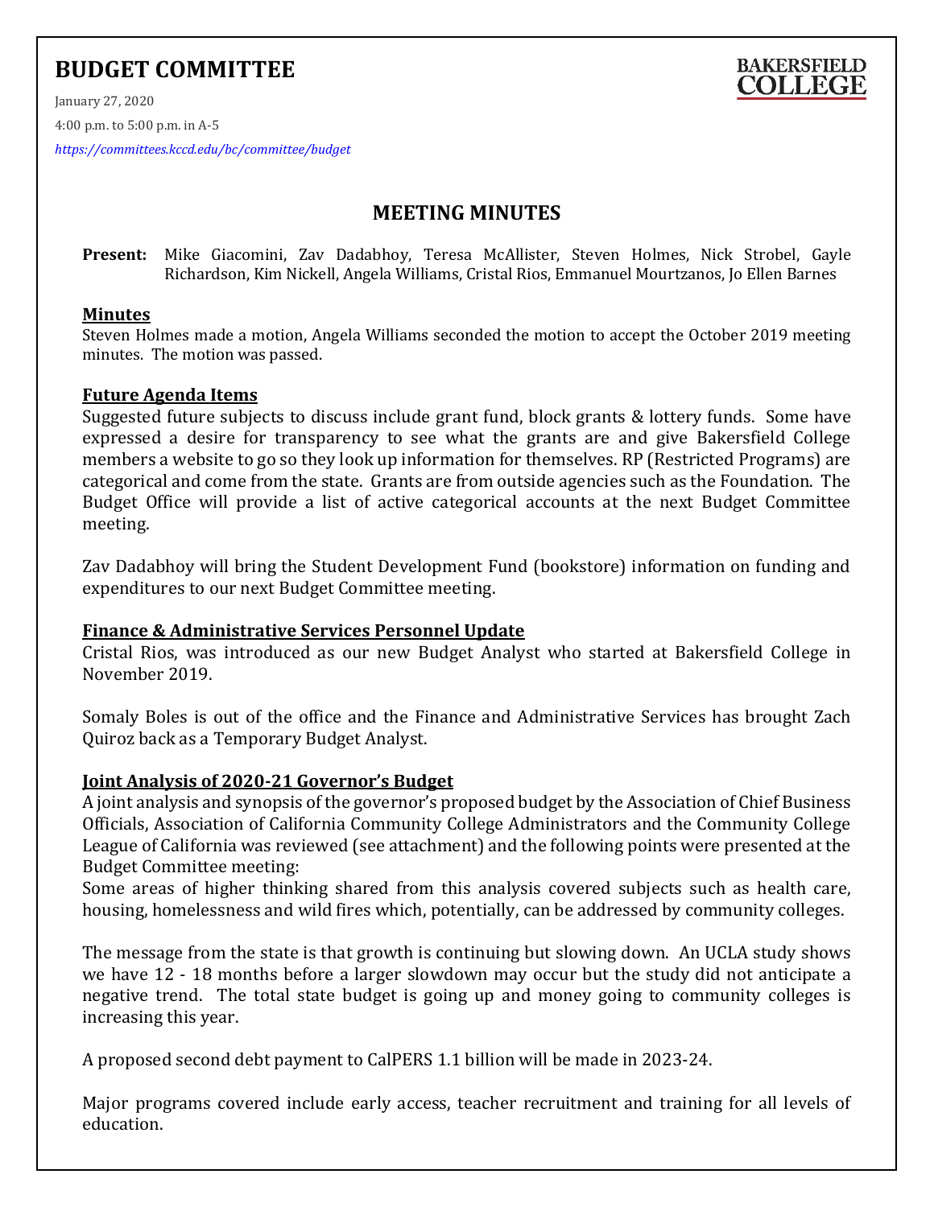# BUDGET COMMITTEE

BAKERSFIELD COLLEGE

January 27, 2020

4:00 p.m. to 5:00 p.m. in A-5

*https://committees.kccd.edu/bc/committee/budget*

## MEETING MINUTES

**Present:** Mike Giacomini, Zav Dadabhoy, Teresa McAllister, Steven Holmes, Nick Strobel, Gayle Richardson, Kim Nickell, Angela Williams, Cristal Rios, Emmanuel Mourtzanos, Jo Ellen Barnes

### Minutes

Steven Holmes made a motion, Angela Williams seconded the motion to accept the October 2019 meeting minutes. The motion was passed.

### Future Agenda Items

Suggested future subjects to discuss include grant fund, block grants & lottery funds. Some have expressed a desire for transparency to see what the grants are and give Bakersfield College members a website to go so they look up information for themselves. RP (Restricted Programs) are categorical and come from the state. Grants are from outside agencies such as the Foundation. The Budget Office will provide a list of active categorical accounts at the next Budget Committee meeting.

Zav Dadabhoy will bring the Student Development Fund (bookstore) information on funding and expenditures to our next Budget Committee meeting.

### Finance & Administrative Services Personnel Update

Cristal Rios, was introduced as our new Budget Analyst who started at Bakersfield College in November 2019.

Somaly Boles is out of the office and the Finance and Administrative Services has brought Zach Quiroz back as a Temporary Budget Analyst.

### Joint Analysis of 2020-21 Governor's Budget

A joint analysis and synopsis of the governor's proposed budget by the Association of Chief Business Officials, Association of California Community College Administrators and the Community College League of California was reviewed (see attachment) and the following points were presented at the Budget Committee meeting:

Some areas of higher thinking shared from this analysis covered subjects such as health care, housing, homelessness and wild fires which, potentially, can be addressed by community colleges.

The message from the state is that growth is continuing but slowing down. An UCLA study shows we have 12 - 18 months before a larger slowdown may occur but the study did not anticipate a negative trend. The total state budget is going up and money going to community colleges is increasing this year.

A proposed second debt payment to CalPERS 1.1 billion will be made in 2023-24.

Major programs covered include early access, teacher recruitment and training for all levels of education.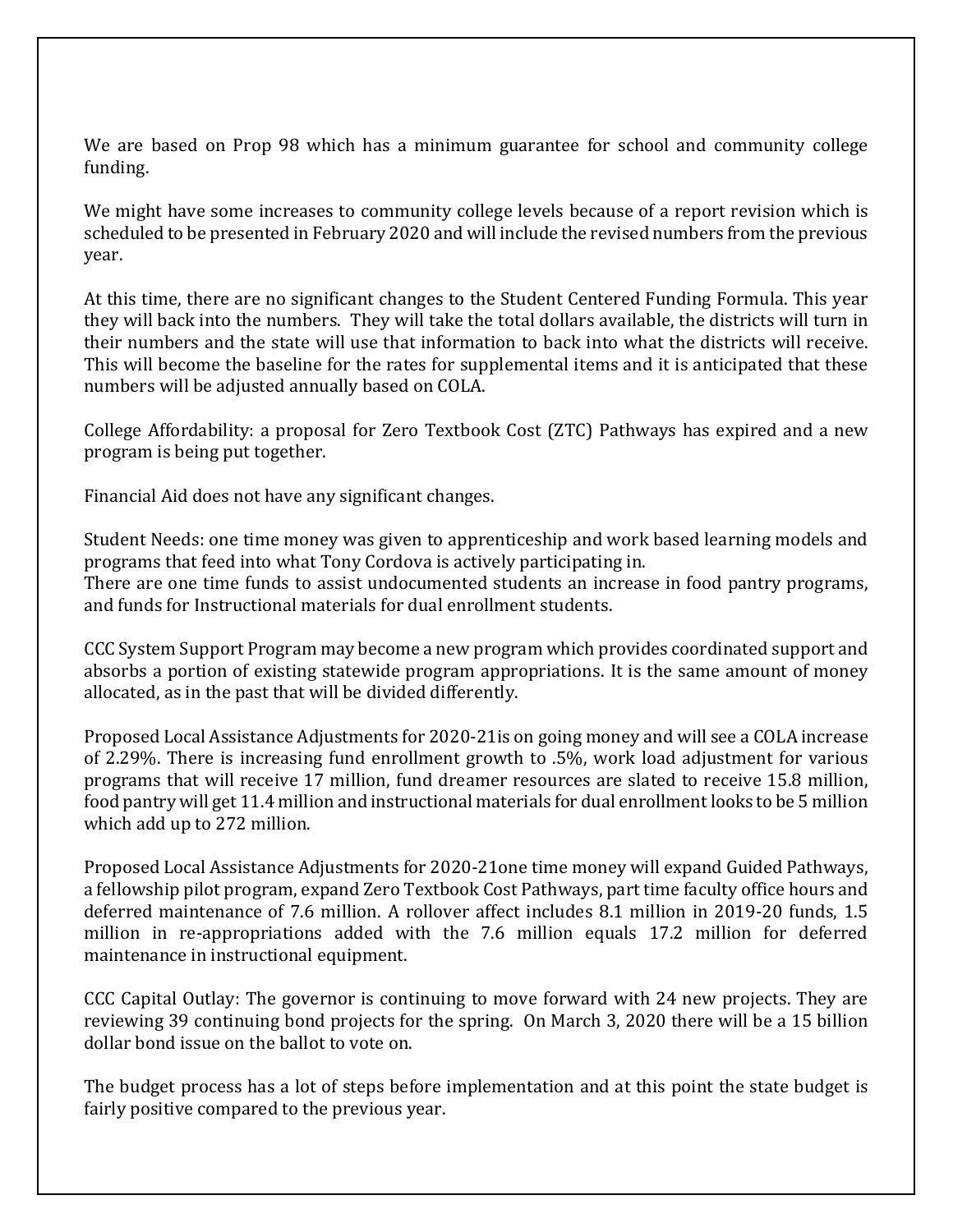We are based on Prop 98 which has a minimum guarantee for school and community college funding.

We might have some increases to community college levels because of a report revision which is scheduled to be presented in February 2020 and will include the revised numbers from the previous year.

At this time, there are no significant changes to the Student Centered Funding Formula. This year they will back into the numbers. They will take the total dollars available, the districts will turn in their numbers and the state will use that information to back into what the districts will receive. This will become the baseline for the rates for supplemental items and it is anticipated that these numbers will be adjusted annually based on COLA.

College Affordability: a proposal for Zero Textbook Cost (ZTC) Pathways has expired and a new program is being put together.

Financial Aid does not have any significant changes.

Student Needs: one time money was given to apprenticeship and work based learning models and programs that feed into what Tony Cordova is actively participating in.
There are one time funds to assist undocumented students an increase in food pantry programs, and funds for Instructional materials for dual enrollment students.

CCC System Support Program may become a new program which provides coordinated support and absorbs a portion of existing statewide program appropriations. It is the same amount of money allocated, as in the past that will be divided differently.

Proposed Local Assistance Adjustments for 2020-21is on going money and will see a COLA increase of 2.29%. There is increasing fund enrollment growth to .5%, work load adjustment for various programs that will receive 17 million, fund dreamer resources are slated to receive 15.8 million, food pantry will get 11.4 million and instructional materials for dual enrollment looks to be 5 million which add up to 272 million.

Proposed Local Assistance Adjustments for 2020-21one time money will expand Guided Pathways, a fellowship pilot program, expand Zero Textbook Cost Pathways, part time faculty office hours and deferred maintenance of 7.6 million. A rollover affect includes 8.1 million in 2019-20 funds, 1.5 million in re-appropriations added with the 7.6 million equals 17.2 million for deferred maintenance in instructional equipment.

CCC Capital Outlay: The governor is continuing to move forward with 24 new projects. They are reviewing 39 continuing bond projects for the spring. On March 3, 2020 there will be a 15 billion dollar bond issue on the ballot to vote on.

The budget process has a lot of steps before implementation and at this point the state budget is fairly positive compared to the previous year.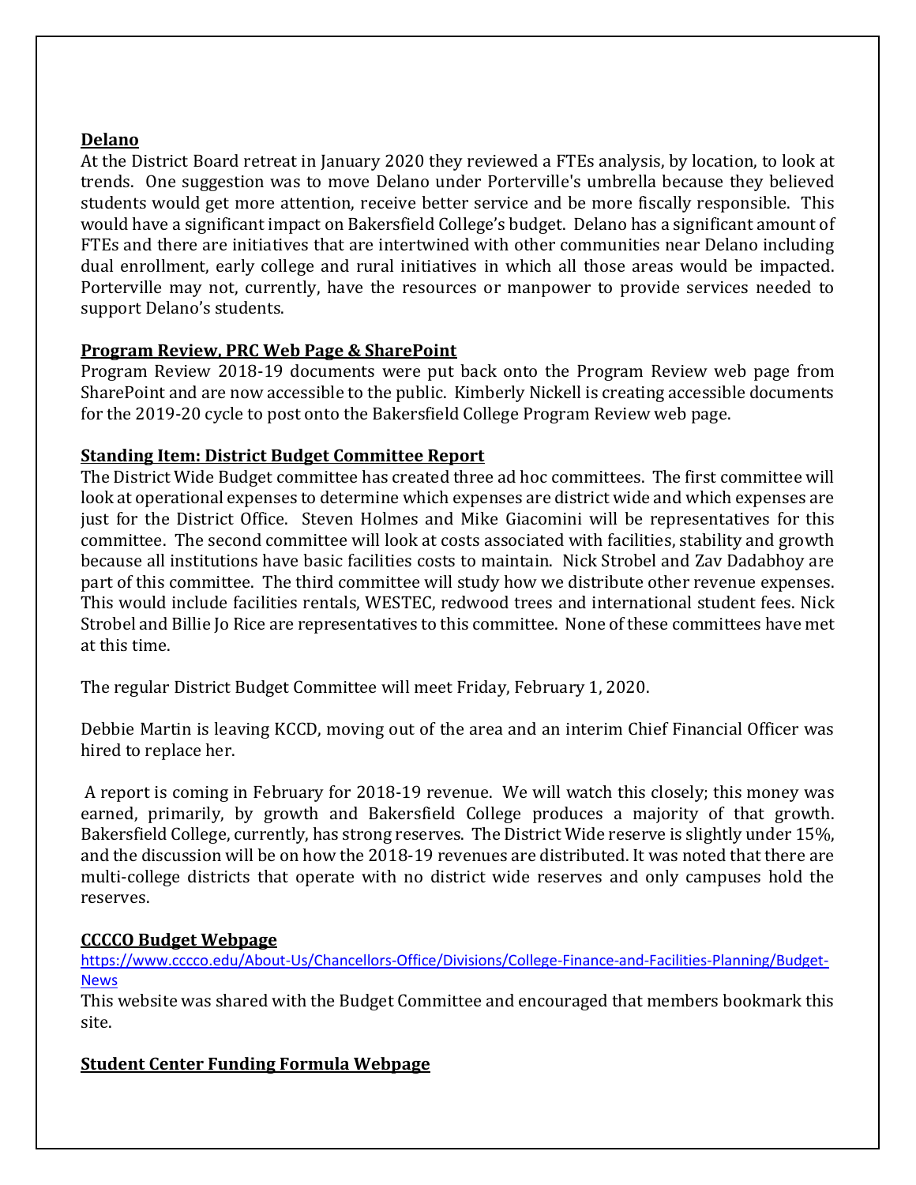**Delano**

At the District Board retreat in January 2020 they reviewed a FTEs analysis, by location, to look at trends. One suggestion was to move Delano under Porterville's umbrella because they believed students would get more attention, receive better service and be more fiscally responsible. This would have a significant impact on Bakersfield College's budget. Delano has a significant amount of FTEs and there are initiatives that are intertwined with other communities near Delano including dual enrollment, early college and rural initiatives in which all those areas would be impacted. Porterville may not, currently, have the resources or manpower to provide services needed to support Delano's students.

**Program Review, PRC Web Page & SharePoint**

Program Review 2018-19 documents were put back onto the Program Review web page from SharePoint and are now accessible to the public. Kimberly Nickell is creating accessible documents for the 2019-20 cycle to post onto the Bakersfield College Program Review web page.

**Standing Item: District Budget Committee Report**

The District Wide Budget committee has created three ad hoc committees. The first committee will look at operational expenses to determine which expenses are district wide and which expenses are just for the District Office. Steven Holmes and Mike Giacomini will be representatives for this committee. The second committee will look at costs associated with facilities, stability and growth because all institutions have basic facilities costs to maintain. Nick Strobel and Zav Dadabhoy are part of this committee. The third committee will study how we distribute other revenue expenses. This would include facilities rentals, WESTEC, redwood trees and international student fees. Nick Strobel and Billie Jo Rice are representatives to this committee. None of these committees have met at this time.

The regular District Budget Committee will meet Friday, February 1, 2020.

Debbie Martin is leaving KCCD, moving out of the area and an interim Chief Financial Officer was hired to replace her.

A report is coming in February for 2018-19 revenue. We will watch this closely; this money was earned, primarily, by growth and Bakersfield College produces a majority of that growth. Bakersfield College, currently, has strong reserves. The District Wide reserve is slightly under 15%, and the discussion will be on how the 2018-19 revenues are distributed. It was noted that there are multi-college districts that operate with no district wide reserves and only campuses hold the reserves.

**CCCCO Budget Webpage**

[https://www.cccco.edu/About-Us/Chancellors-Office/Divisions/College-Finance-and-Facilities-Planning/Budget-News](https://www.cccco.edu/About-Us/Chancellors-Office/Divisions/College-Finance-and-Facilities-Planning/Budget-News)

This website was shared with the Budget Committee and encouraged that members bookmark this site.

**Student Center Funding Formula Webpage**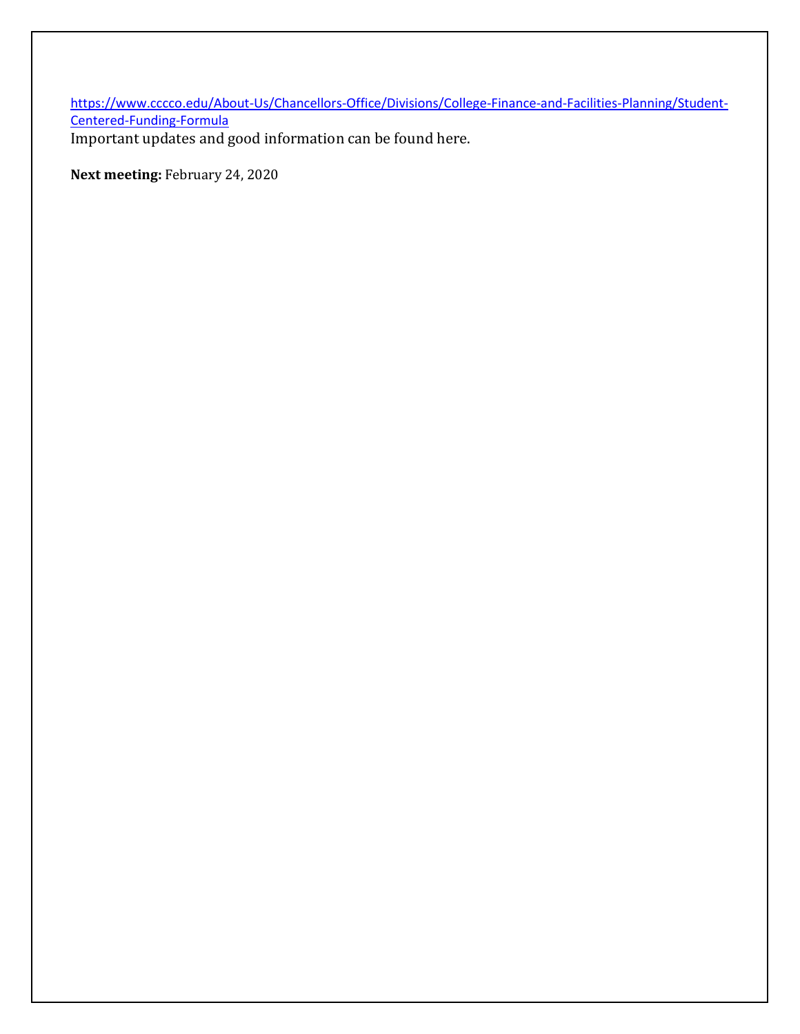[https://www.cccco.edu/About-Us/Chancellors-Office/Divisions/College-Finance-and-Facilities-Planning/Student-Centered-Funding-Formula](https://www.cccco.edu/About-Us/Chancellors-Office/Divisions/College-Finance-and-Facilities-Planning/Student-Centered-Funding-Formula)
Important updates and good information can be found here.

**Next meeting:** February 24, 2020